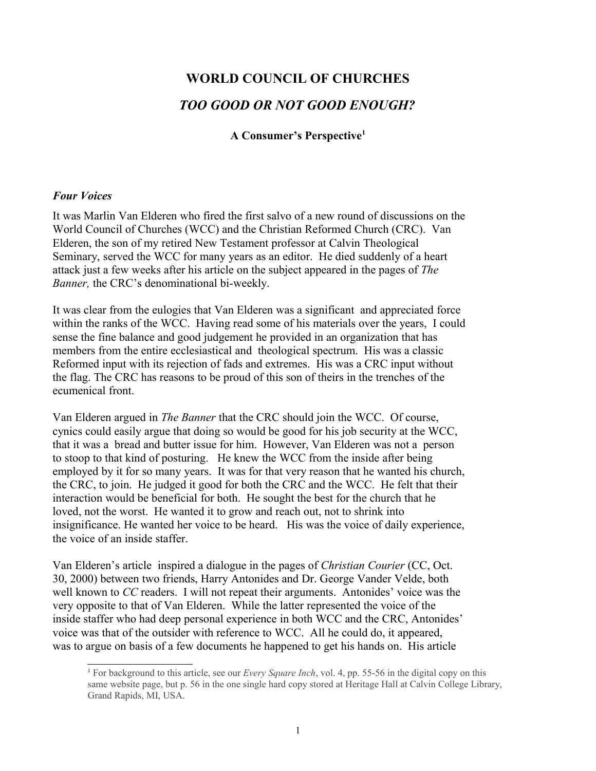# WORLD COUNCIL OF CHURCHES

## *TOO GOOD OR NOT GOOD ENOUGH?*

**A Consumer's Perspective**[1]

### *Four Voices*

It was Marlin Van Elderen who fired the first salvo of a new round of discussions on the World Council of Churches (WCC) and the Christian Reformed Church (CRC). Van Elderen, the son of my retired New Testament professor at Calvin Theological Seminary, served the WCC for many years as an editor. He died suddenly of a heart attack just a few weeks after his article on the subject appeared in the pages of *The Banner,* the CRC's denominational bi-weekly.

It was clear from the eulogies that Van Elderen was a significant and appreciated force within the ranks of the WCC. Having read some of his materials over the years, I could sense the fine balance and good judgement he provided in an organization that has members from the entire ecclesiastical and theological spectrum. His was a classic Reformed input with its rejection of fads and extremes. His was a CRC input without the flag. The CRC has reasons to be proud of this son of theirs in the trenches of the ecumenical front.

Van Elderen argued in *The Banner* that the CRC should join the WCC. Of course, cynics could easily argue that doing so would be good for his job security at the WCC, that it was a bread and butter issue for him. However, Van Elderen was not a person to stoop to that kind of posturing. He knew the WCC from the inside after being employed by it for so many years. It was for that very reason that he wanted his church, the CRC, to join. He judged it good for both the CRC and the WCC. He felt that their interaction would be beneficial for both. He sought the best for the church that he loved, not the worst. He wanted it to grow and reach out, not to shrink into insignificance. He wanted her voice to be heard. His was the voice of daily experience, the voice of an inside staffer.

Van Elderen's article inspired a dialogue in the pages of *Christian Courier* (CC, Oct. 30, 2000) between two friends, Harry Antonides and Dr. George Vander Velde, both well known to *CC* readers. I will not repeat their arguments. Antonides' voice was the very opposite to that of Van Elderen. While the latter represented the voice of the inside staffer who had deep personal experience in both WCC and the CRC, Antonides' voice was that of the outsider with reference to WCC. All he could do, it appeared, was to argue on basis of a few documents he happened to get his hands on. His article

[1] For background to this article, see our *Every Square Inch*, vol. 4, pp. 55-56 in the digital copy on this same website page, but p. 56 in the one single hard copy stored at Heritage Hall at Calvin College Library, Grand Rapids, MI, USA.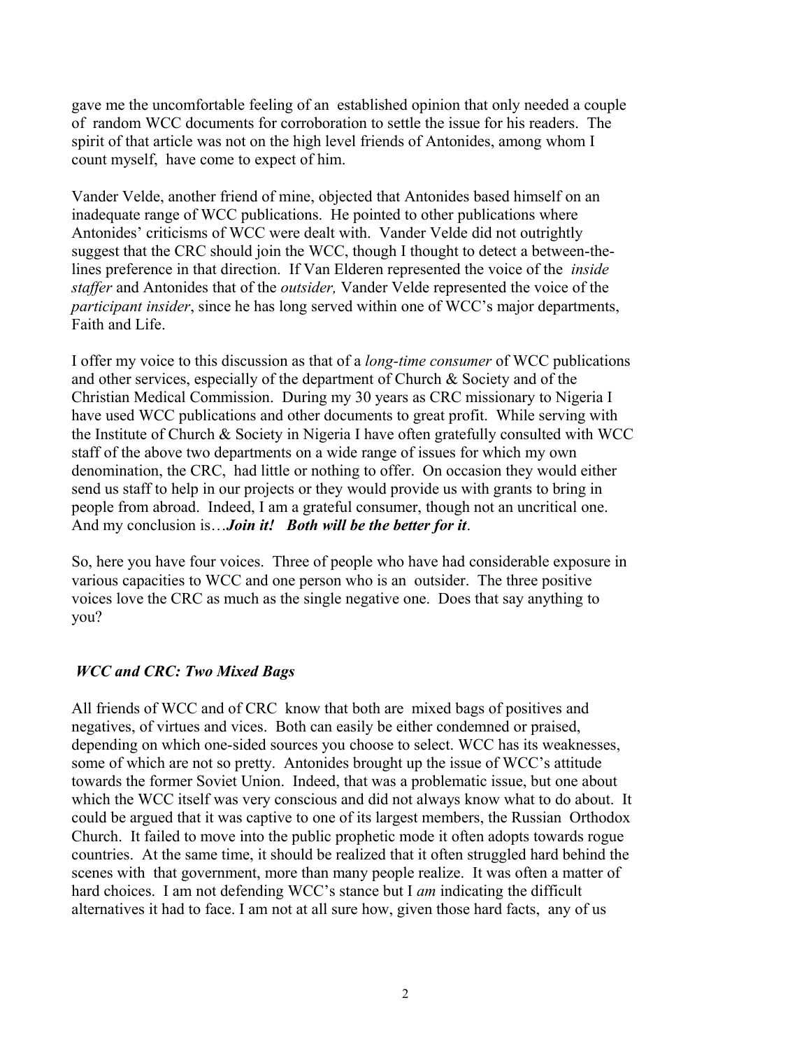gave me the uncomfortable feeling of an established opinion that only needed a couple of random WCC documents for corroboration to settle the issue for his readers. The spirit of that article was not on the high level friends of Antonides, among whom I count myself, have come to expect of him.

Vander Velde, another friend of mine, objected that Antonides based himself on an inadequate range of WCC publications. He pointed to other publications where Antonides' criticisms of WCC were dealt with. Vander Velde did not outrightly suggest that the CRC should join the WCC, though I thought to detect a between-the-lines preference in that direction. If Van Elderen represented the voice of the *inside staffer* and Antonides that of the *outsider,* Vander Velde represented the voice of the *participant insider*, since he has long served within one of WCC's major departments, Faith and Life.

I offer my voice to this discussion as that of a *long-time consumer* of WCC publications and other services, especially of the department of Church & Society and of the Christian Medical Commission. During my 30 years as CRC missionary to Nigeria I have used WCC publications and other documents to great profit. While serving with the Institute of Church & Society in Nigeria I have often gratefully consulted with WCC staff of the above two departments on a wide range of issues for which my own denomination, the CRC, had little or nothing to offer. On occasion they would either send us staff to help in our projects or they would provide us with grants to bring in people from abroad. Indeed, I am a grateful consumer, though not an uncritical one. And my conclusion is…***Join it! Both will be the better for it***.

So, here you have four voices. Three of people who have had considerable exposure in various capacities to WCC and one person who is an outsider. The three positive voices love the CRC as much as the single negative one. Does that say anything to you?

### *WCC and CRC: Two Mixed Bags*

All friends of WCC and of CRC know that both are mixed bags of positives and negatives, of virtues and vices. Both can easily be either condemned or praised, depending on which one-sided sources you choose to select. WCC has its weaknesses, some of which are not so pretty. Antonides brought up the issue of WCC's attitude towards the former Soviet Union. Indeed, that was a problematic issue, but one about which the WCC itself was very conscious and did not always know what to do about. It could be argued that it was captive to one of its largest members, the Russian Orthodox Church. It failed to move into the public prophetic mode it often adopts towards rogue countries. At the same time, it should be realized that it often struggled hard behind the scenes with that government, more than many people realize. It was often a matter of hard choices. I am not defending WCC's stance but I *am* indicating the difficult alternatives it had to face. I am not at all sure how, given those hard facts, any of us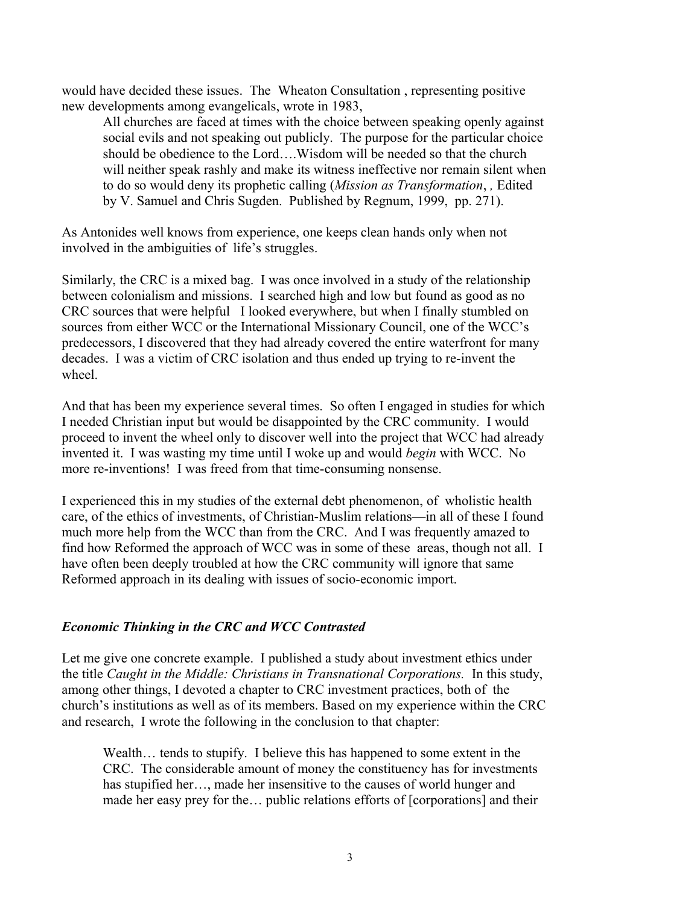would have decided these issues. The Wheaton Consultation , representing positive new developments among evangelicals, wrote in 1983,

> All churches are faced at times with the choice between speaking openly against social evils and not speaking out publicly. The purpose for the particular choice should be obedience to the Lord….Wisdom will be needed so that the church will neither speak rashly and make its witness ineffective nor remain silent when to do so would deny its prophetic calling (*Mission as Transformation*, *,* Edited by V. Samuel and Chris Sugden. Published by Regnum, 1999, pp. 271).

As Antonides well knows from experience, one keeps clean hands only when not involved in the ambiguities of life's struggles.

Similarly, the CRC is a mixed bag. I was once involved in a study of the relationship between colonialism and missions. I searched high and low but found as good as no CRC sources that were helpful I looked everywhere, but when I finally stumbled on sources from either WCC or the International Missionary Council, one of the WCC's predecessors, I discovered that they had already covered the entire waterfront for many decades. I was a victim of CRC isolation and thus ended up trying to re-invent the wheel.

And that has been my experience several times. So often I engaged in studies for which I needed Christian input but would be disappointed by the CRC community. I would proceed to invent the wheel only to discover well into the project that WCC had already invented it. I was wasting my time until I woke up and would *begin* with WCC. No more re-inventions! I was freed from that time-consuming nonsense.

I experienced this in my studies of the external debt phenomenon, of wholistic health care, of the ethics of investments, of Christian-Muslim relations—in all of these I found much more help from the WCC than from the CRC. And I was frequently amazed to find how Reformed the approach of WCC was in some of these areas, though not all. I have often been deeply troubled at how the CRC community will ignore that same Reformed approach in its dealing with issues of socio-economic import.

### *Economic Thinking in the CRC and WCC Contrasted*

Let me give one concrete example. I published a study about investment ethics under the title *Caught in the Middle: Christians in Transnational Corporations.* In this study, among other things, I devoted a chapter to CRC investment practices, both of the church's institutions as well as of its members. Based on my experience within the CRC and research, I wrote the following in the conclusion to that chapter:

> Wealth… tends to stupify. I believe this has happened to some extent in the CRC. The considerable amount of money the constituency has for investments has stupified her…, made her insensitive to the causes of world hunger and made her easy prey for the… public relations efforts of [corporations] and their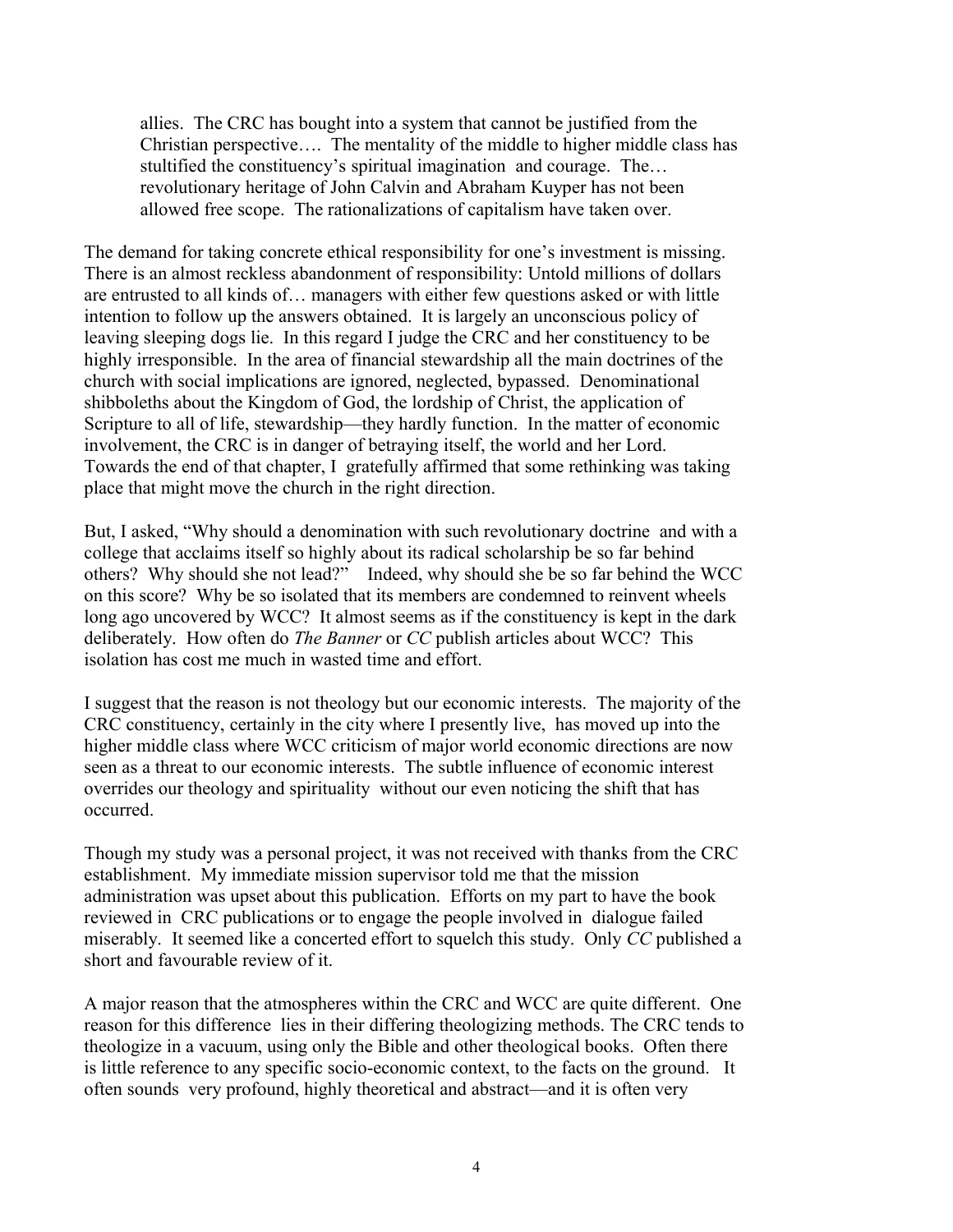> allies. The CRC has bought into a system that cannot be justified from the Christian perspective…. The mentality of the middle to higher middle class has stultified the constituency's spiritual imagination and courage. The… revolutionary heritage of John Calvin and Abraham Kuyper has not been allowed free scope. The rationalizations of capitalism have taken over.

The demand for taking concrete ethical responsibility for one's investment is missing. There is an almost reckless abandonment of responsibility: Untold millions of dollars are entrusted to all kinds of… managers with either few questions asked or with little intention to follow up the answers obtained. It is largely an unconscious policy of leaving sleeping dogs lie. In this regard I judge the CRC and her constituency to be highly irresponsible. In the area of financial stewardship all the main doctrines of the church with social implications are ignored, neglected, bypassed. Denominational shibboleths about the Kingdom of God, the lordship of Christ, the application of Scripture to all of life, stewardship—they hardly function. In the matter of economic involvement, the CRC is in danger of betraying itself, the world and her Lord. Towards the end of that chapter, I gratefully affirmed that some rethinking was taking place that might move the church in the right direction.

But, I asked, "Why should a denomination with such revolutionary doctrine and with a college that acclaims itself so highly about its radical scholarship be so far behind others? Why should she not lead?" Indeed, why should she be so far behind the WCC on this score? Why be so isolated that its members are condemned to reinvent wheels long ago uncovered by WCC? It almost seems as if the constituency is kept in the dark deliberately. How often do *The Banner* or *CC* publish articles about WCC? This isolation has cost me much in wasted time and effort.

I suggest that the reason is not theology but our economic interests. The majority of the CRC constituency, certainly in the city where I presently live, has moved up into the higher middle class where WCC criticism of major world economic directions are now seen as a threat to our economic interests. The subtle influence of economic interest overrides our theology and spirituality without our even noticing the shift that has occurred.

Though my study was a personal project, it was not received with thanks from the CRC establishment. My immediate mission supervisor told me that the mission administration was upset about this publication. Efforts on my part to have the book reviewed in CRC publications or to engage the people involved in dialogue failed miserably. It seemed like a concerted effort to squelch this study. Only *CC* published a short and favourable review of it.

A major reason that the atmospheres within the CRC and WCC are quite different. One reason for this difference lies in their differing theologizing methods. The CRC tends to theologize in a vacuum, using only the Bible and other theological books. Often there is little reference to any specific socio-economic context, to the facts on the ground. It often sounds very profound, highly theoretical and abstract—and it is often very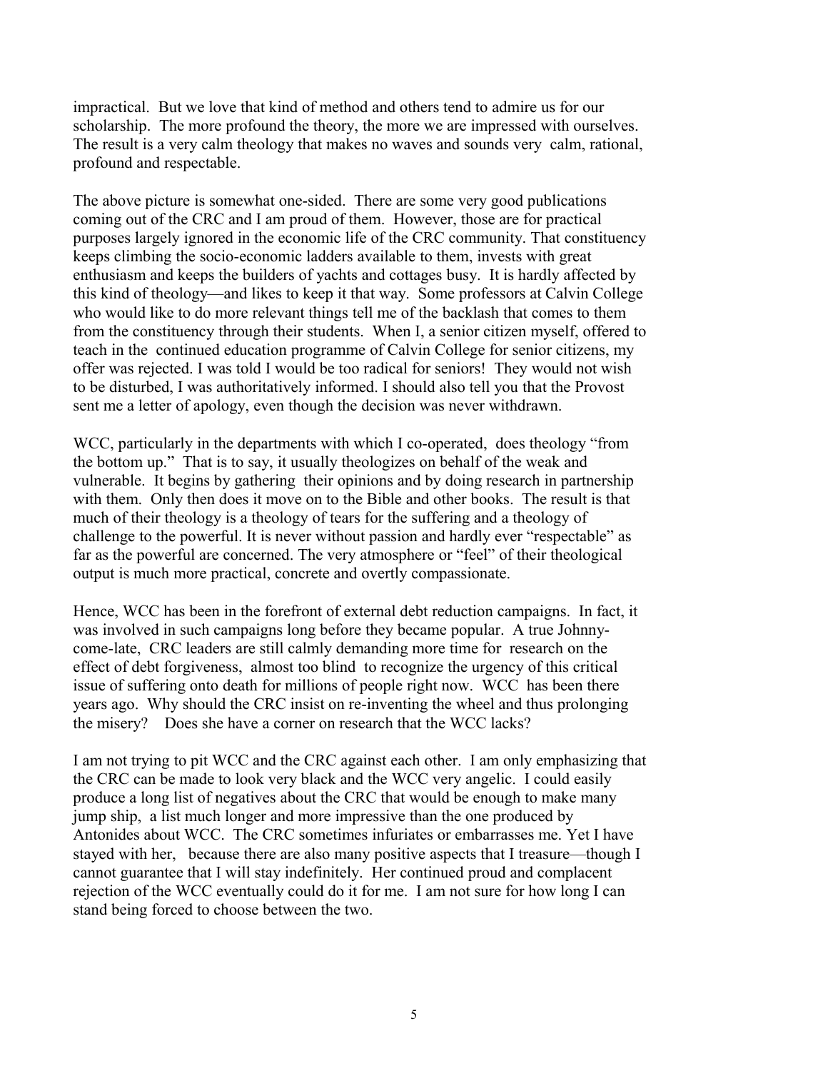impractical. But we love that kind of method and others tend to admire us for our scholarship. The more profound the theory, the more we are impressed with ourselves. The result is a very calm theology that makes no waves and sounds very calm, rational, profound and respectable.

The above picture is somewhat one-sided. There are some very good publications coming out of the CRC and I am proud of them. However, those are for practical purposes largely ignored in the economic life of the CRC community. That constituency keeps climbing the socio-economic ladders available to them, invests with great enthusiasm and keeps the builders of yachts and cottages busy. It is hardly affected by this kind of theology—and likes to keep it that way. Some professors at Calvin College who would like to do more relevant things tell me of the backlash that comes to them from the constituency through their students. When I, a senior citizen myself, offered to teach in the continued education programme of Calvin College for senior citizens, my offer was rejected. I was told I would be too radical for seniors! They would not wish to be disturbed, I was authoritatively informed. I should also tell you that the Provost sent me a letter of apology, even though the decision was never withdrawn.

WCC, particularly in the departments with which I co-operated, does theology "from the bottom up." That is to say, it usually theologizes on behalf of the weak and vulnerable. It begins by gathering their opinions and by doing research in partnership with them. Only then does it move on to the Bible and other books. The result is that much of their theology is a theology of tears for the suffering and a theology of challenge to the powerful. It is never without passion and hardly ever "respectable" as far as the powerful are concerned. The very atmosphere or "feel" of their theological output is much more practical, concrete and overtly compassionate.

Hence, WCC has been in the forefront of external debt reduction campaigns. In fact, it was involved in such campaigns long before they became popular. A true Johnny-come-late, CRC leaders are still calmly demanding more time for research on the effect of debt forgiveness, almost too blind to recognize the urgency of this critical issue of suffering onto death for millions of people right now. WCC has been there years ago. Why should the CRC insist on re-inventing the wheel and thus prolonging the misery? Does she have a corner on research that the WCC lacks?

I am not trying to pit WCC and the CRC against each other. I am only emphasizing that the CRC can be made to look very black and the WCC very angelic. I could easily produce a long list of negatives about the CRC that would be enough to make many jump ship, a list much longer and more impressive than the one produced by Antonides about WCC. The CRC sometimes infuriates or embarrasses me. Yet I have stayed with her, because there are also many positive aspects that I treasure—though I cannot guarantee that I will stay indefinitely. Her continued proud and complacent rejection of the WCC eventually could do it for me. I am not sure for how long I can stand being forced to choose between the two.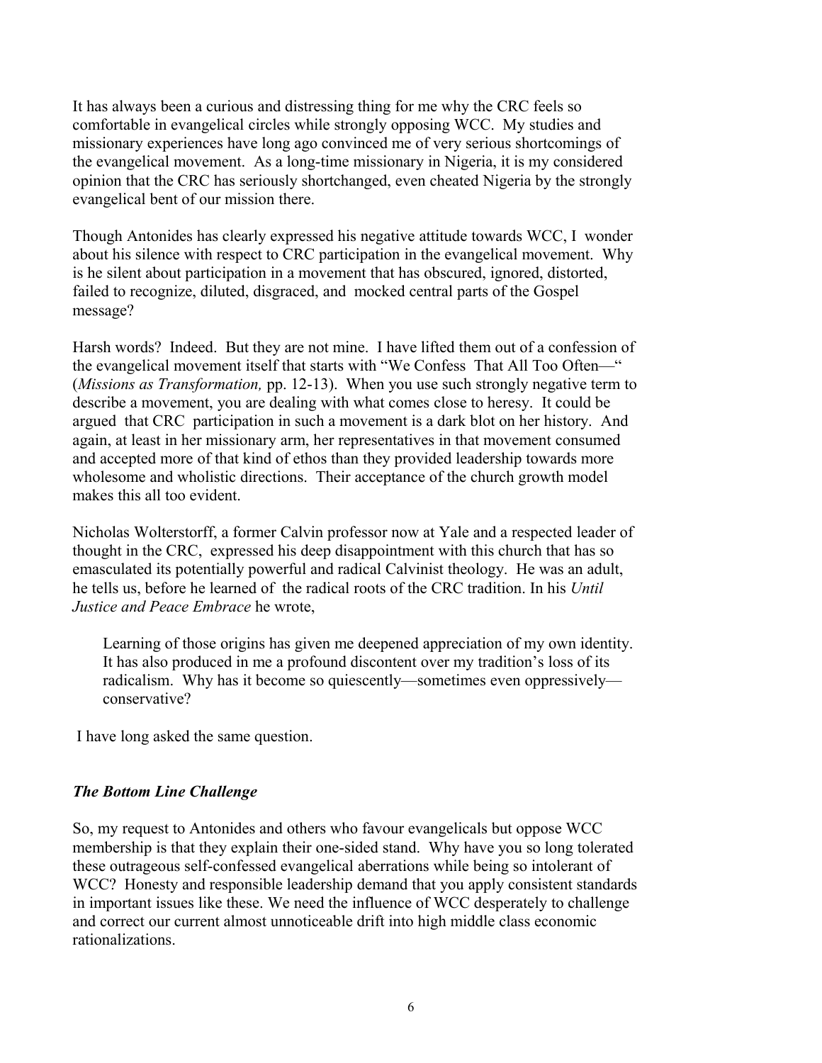It has always been a curious and distressing thing for me why the CRC feels so comfortable in evangelical circles while strongly opposing WCC. My studies and missionary experiences have long ago convinced me of very serious shortcomings of the evangelical movement. As a long-time missionary in Nigeria, it is my considered opinion that the CRC has seriously shortchanged, even cheated Nigeria by the strongly evangelical bent of our mission there.

Though Antonides has clearly expressed his negative attitude towards WCC, I wonder about his silence with respect to CRC participation in the evangelical movement. Why is he silent about participation in a movement that has obscured, ignored, distorted, failed to recognize, diluted, disgraced, and mocked central parts of the Gospel message?

Harsh words? Indeed. But they are not mine. I have lifted them out of a confession of the evangelical movement itself that starts with "We Confess That All Too Often—" (*Missions as Transformation,* pp. 12-13). When you use such strongly negative term to describe a movement, you are dealing with what comes close to heresy. It could be argued that CRC participation in such a movement is a dark blot on her history. And again, at least in her missionary arm, her representatives in that movement consumed and accepted more of that kind of ethos than they provided leadership towards more wholesome and wholistic directions. Their acceptance of the church growth model makes this all too evident.

Nicholas Wolterstorff, a former Calvin professor now at Yale and a respected leader of thought in the CRC, expressed his deep disappointment with this church that has so emasculated its potentially powerful and radical Calvinist theology. He was an adult, he tells us, before he learned of the radical roots of the CRC tradition. In his *Until Justice and Peace Embrace* he wrote,

> Learning of those origins has given me deepened appreciation of my own identity. It has also produced in me a profound discontent over my tradition's loss of its radicalism. Why has it become so quiescently—sometimes even oppressively—conservative?

I have long asked the same question.

### *The Bottom Line Challenge*

So, my request to Antonides and others who favour evangelicals but oppose WCC membership is that they explain their one-sided stand. Why have you so long tolerated these outrageous self-confessed evangelical aberrations while being so intolerant of WCC? Honesty and responsible leadership demand that you apply consistent standards in important issues like these. We need the influence of WCC desperately to challenge and correct our current almost unnoticeable drift into high middle class economic rationalizations.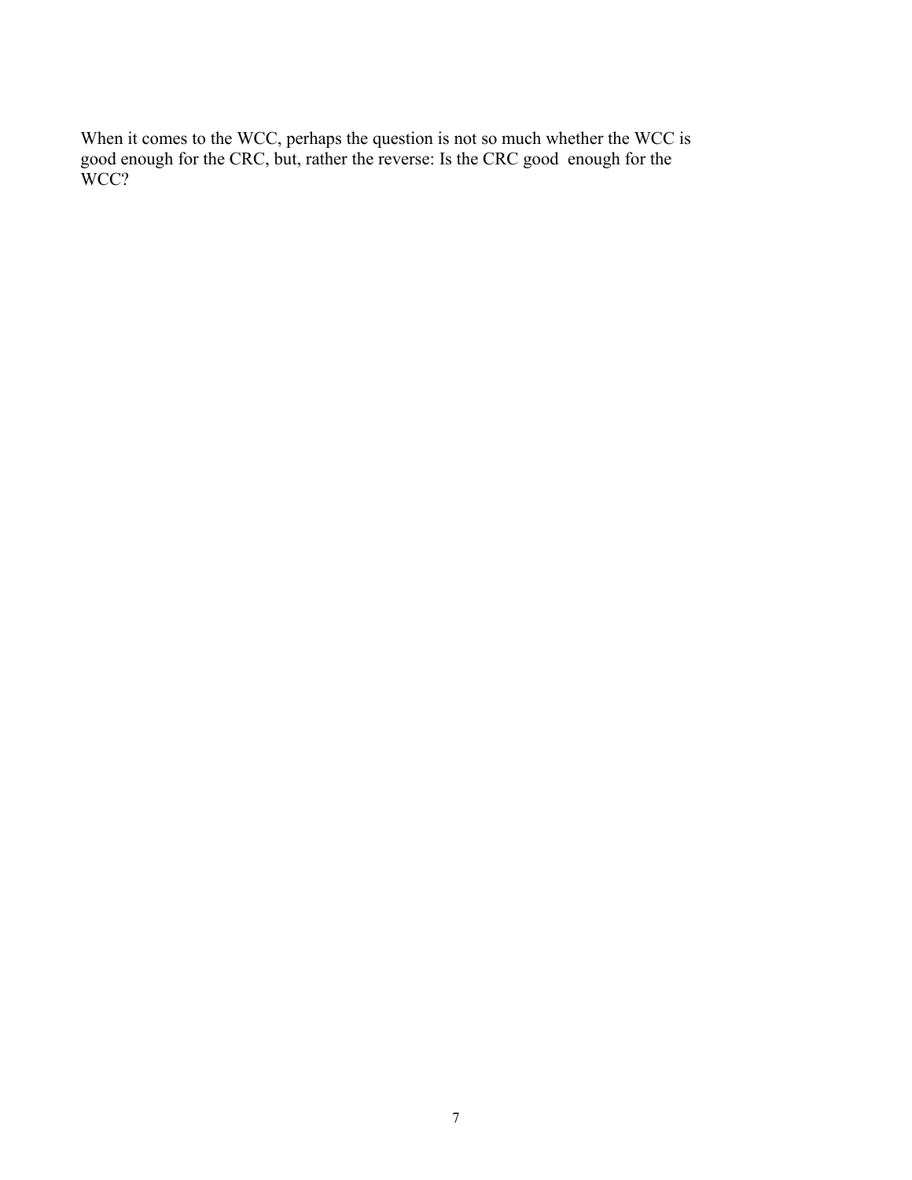When it comes to the WCC, perhaps the question is not so much whether the WCC is good enough for the CRC, but, rather the reverse: Is the CRC good  enough for the WCC?